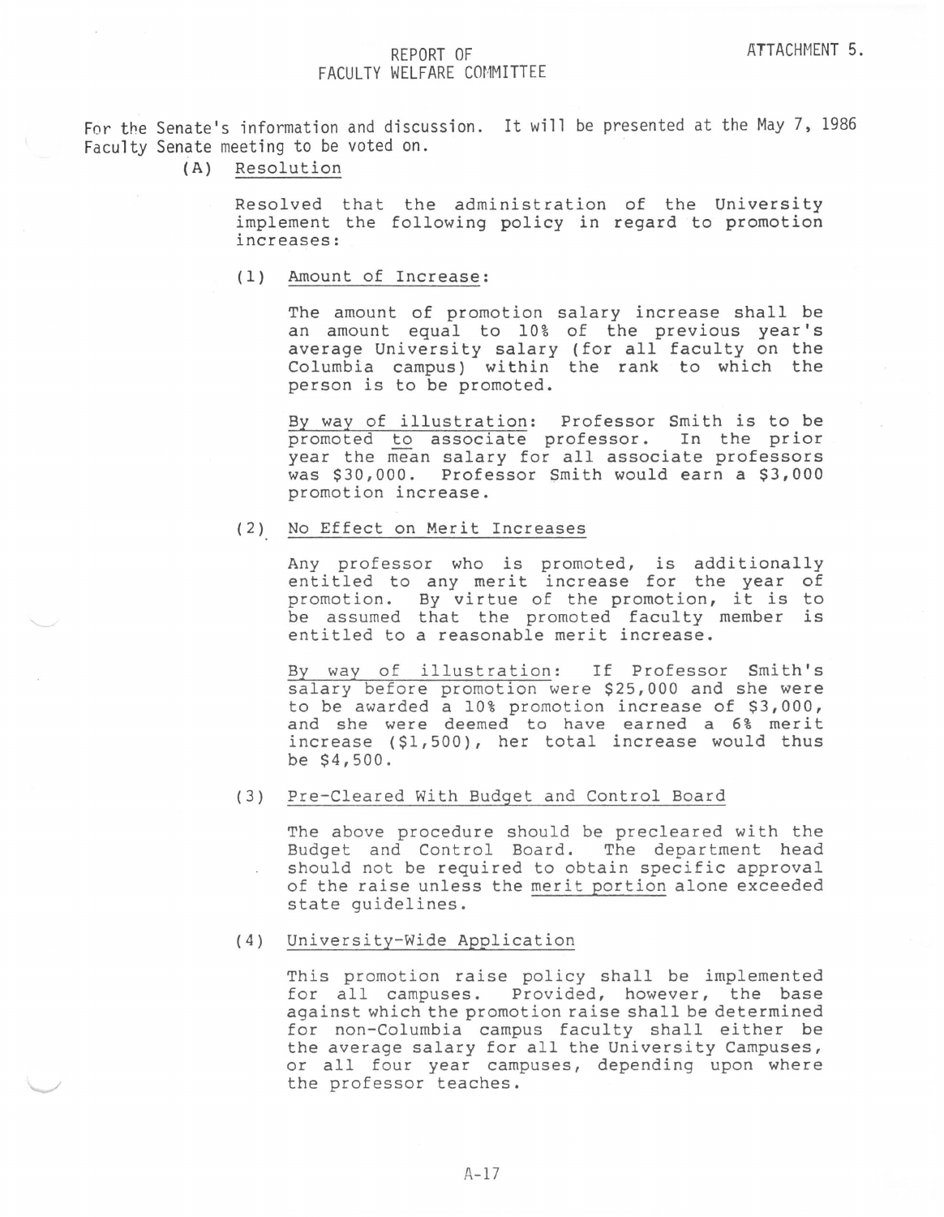# REPORT OF FACULTY WELFARE COMMITTEE

ATTACHMENT 5.

For the Senate's information and discussion. It will be presented at the May 7, 1986 Faculty Senate meeting to be voted on.

(A) <u>Resolution</u>

Resolved that the administration of the University implement the following policy in regard to promotion increases:

(1) <u>Amount of Increase</u>:

The amount of promotion salary increase shall be an amount equal to 10% of the previous year's average University salary (for all faculty on the Columbia campus) within the rank to which the person is to be promoted.

<u>By way of illustration</u>: Professor Smith is to be promoted <u>to</u> associate professor. In the prior year the <u>mean</u> salary for all associate professors was $30,000. Professor Smith would earn a $3,000 promotion increase.

(2) <u>No Effect on Merit Increases</u>

Any professor who is promoted, is additionally entitled to any merit increase for the year of promotion. By virtue of the promotion, it is to be assumed that the promoted faculty member is entitled to a reasonable merit increase.

<u>By way of illustration</u>: If Professor Smith's salary before promotion were $25,000 and she were to be awarded a 10% promotion increase of $3,000, and she were deemed to have earned a 6% merit increase ($1,500), her total increase would thus be $4,500.

(3) <u>Pre-Cleared With Budget and Control Board</u>

The above procedure should be precleared with the Budget and Control Board. The department head should not be required to obtain specific approval of the raise unless the <u>merit portion</u> alone exceeded state guidelines.

(4) <u>University-Wide Application</u>

This promotion raise policy shall be implemented for all campuses. Provided, however, the base against which the promotion raise shall be determined for non-Columbia campus faculty shall either be the average salary for all the University Campuses, or all four year campuses, depending upon where the professor teaches.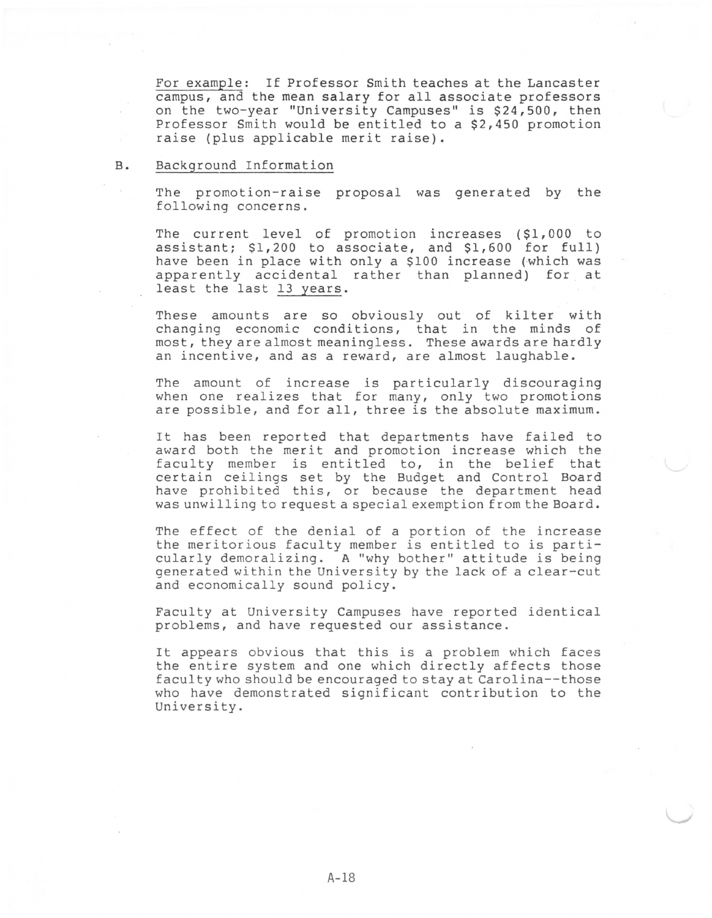<u>For example</u>: If Professor Smith teaches at the Lancaster campus, and the mean salary for all associate professors on the two-year "University Campuses" is $24,500, then Professor Smith would be entitled to a $2,450 promotion raise (plus applicable merit raise).

B. <u>Background Information</u>

The promotion-raise proposal was generated by the following concerns.

The current level of promotion increases ($1,000 to assistant; $1,200 to associate, and $1,600 for full) have been in place with only a $100 increase (which was apparently accidental rather than planned) for at least the last <u>13 years</u>.

These amounts are so obviously out of kilter with changing economic conditions, that in the minds of most, they are almost meaningless. These awards are hardly an incentive, and as a reward, are almost laughable.

The amount of increase is particularly discouraging when one realizes that for many, only two promotions are possible, and for all, three is the absolute maximum.

It has been reported that departments have failed to award both the merit and promotion increase which the faculty member is entitled to, in the belief that certain ceilings set by the Budget and Control Board have prohibited this, or because the department head was unwilling to request a special exemption from the Board.

The effect of the denial of a portion of the increase the meritorious faculty member is entitled to is particularly demoralizing. A "why bother" attitude is being generated within the University by the lack of a clear-cut and economically sound policy.

Faculty at University Campuses have reported identical problems, and have requested our assistance.

It appears obvious that this is a problem which faces the entire system and one which directly affects those faculty who should be encouraged to stay at Carolina--those who have demonstrated significant contribution to the University.